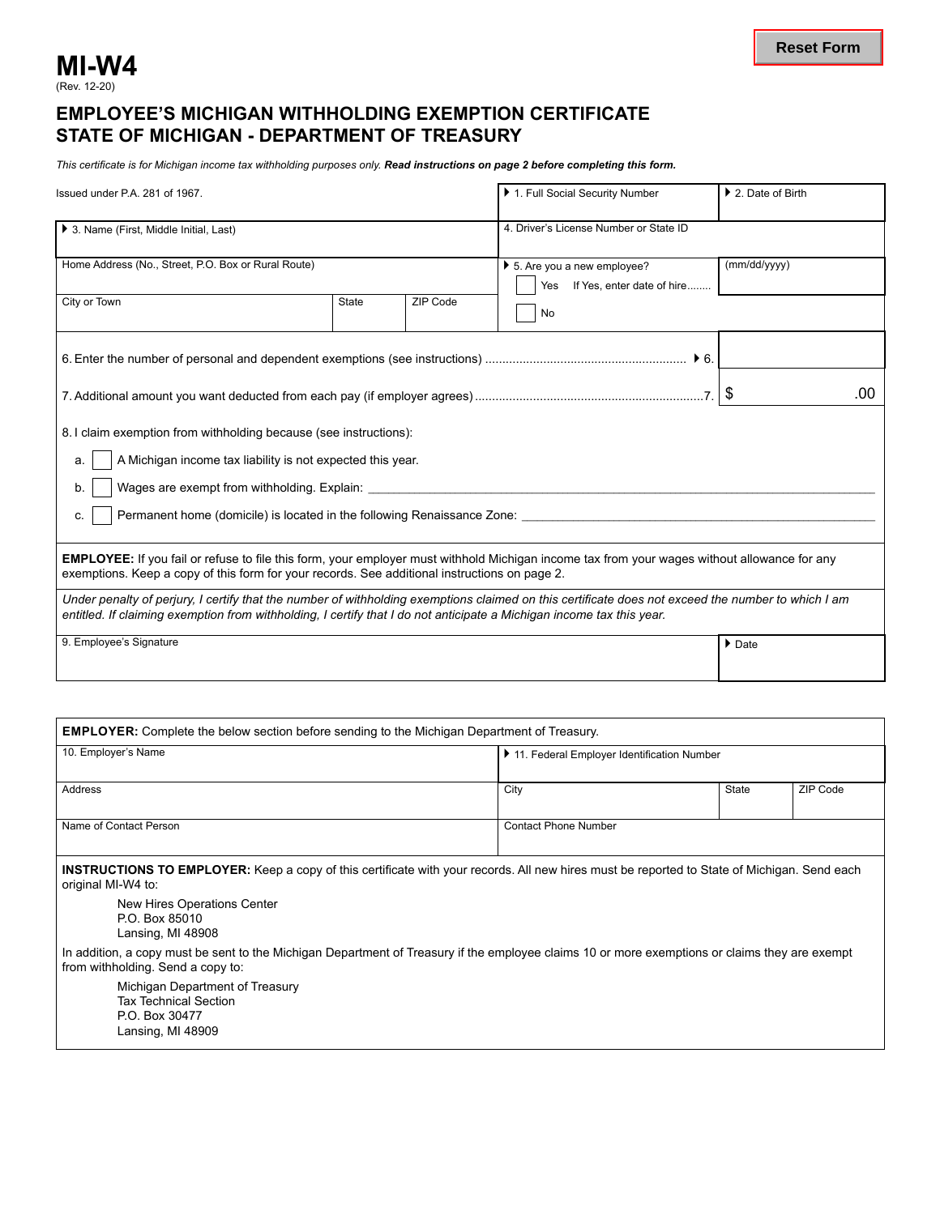# MI-W4

(Rev. 12-20)

## EMPLOYEE'S MICHIGAN WITHHOLDING EXEMPTION CERTIFICATE
## STATE OF MICHIGAN - DEPARTMENT OF TREASURY

*This certificate is for Michigan income tax withholding purposes only.* ***Read instructions on page 2 before completing this form.***

| Issued under P.A. 281 of 1967. | | | 1. Full Social Security Number | 2. Date of Birth |
|---|---|---|---|---|
| 3. Name (First, Middle Initial, Last) | | | 4. Driver's License Number or State ID | |
| Home Address (No., Street, P.O. Box or Rural Route) | | | 5. Are you a new employee? ☐ Yes If Yes, enter date of hire........ | (mm/dd/yyyy) |
| City or Town | State | ZIP Code | ☐ No | |

6. Enter the number of personal and dependent exemptions (see instructions) .......................................................... 6. ______

7. Additional amount you want deducted from each pay (if employer agrees).................................................................7. $ ______ .00

8. I claim exemption from withholding because (see instructions):

a. ☐ A Michigan income tax liability is not expected this year.

b. ☐ Wages are exempt from withholding. Explain: ____________________________________________

c. ☐ Permanent home (domicile) is located in the following Renaissance Zone: ______________________________

**EMPLOYEE:** If you fail or refuse to file this form, your employer must withhold Michigan income tax from your wages without allowance for any exemptions. Keep a copy of this form for your records. See additional instructions on page 2.

*Under penalty of perjury, I certify that the number of withholding exemptions claimed on this certificate does not exceed the number to which I am entitled. If claiming exemption from withholding, I certify that I do not anticipate a Michigan income tax this year.*

| 9. Employee's Signature | Date |
|---|---|
| | |

**EMPLOYER:** Complete the below section before sending to the Michigan Department of Treasury.

| 10. Employer's Name | 11. Federal Employer Identification Number | | |
|---|---|---|---|
| Address | City | State | ZIP Code |
| Name of Contact Person | Contact Phone Number | | |

**INSTRUCTIONS TO EMPLOYER:** Keep a copy of this certificate with your records. All new hires must be reported to State of Michigan. Send each original MI-W4 to:

New Hires Operations Center
P.O. Box 85010
Lansing, MI 48908

In addition, a copy must be sent to the Michigan Department of Treasury if the employee claims 10 or more exemptions or claims they are exempt from withholding. Send a copy to:

Michigan Department of Treasury
Tax Technical Section
P.O. Box 30477
Lansing, MI 48909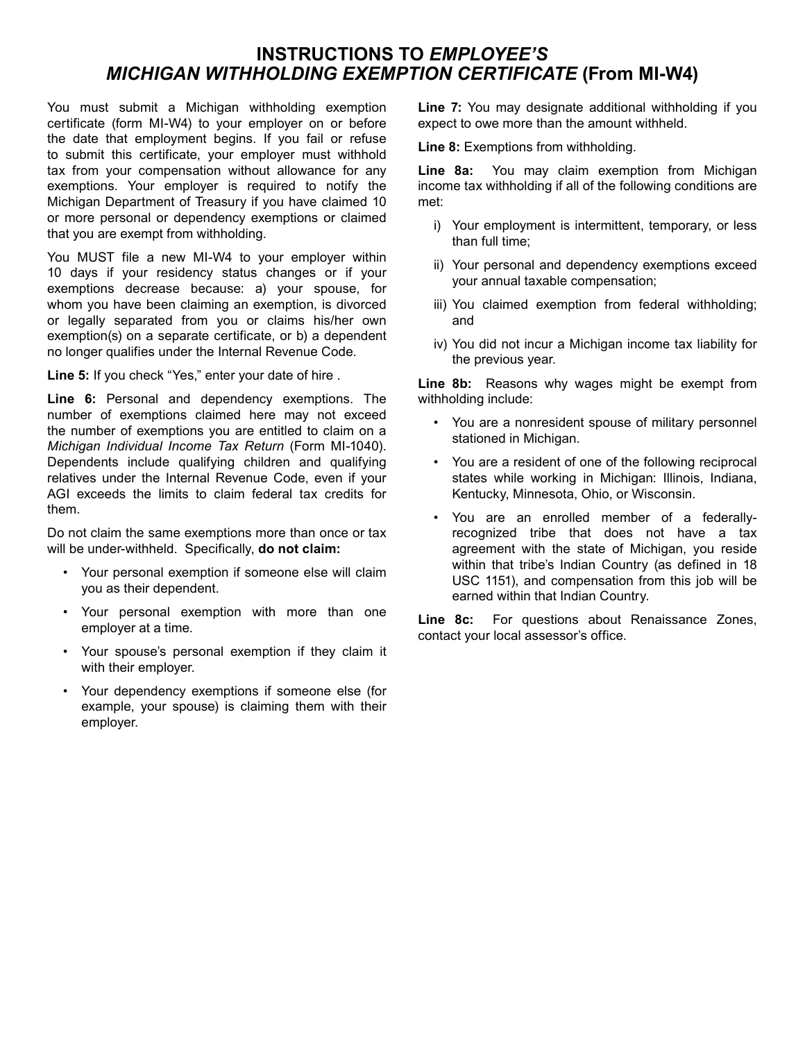# INSTRUCTIONS TO *EMPLOYEE'S MICHIGAN WITHHOLDING EXEMPTION CERTIFICATE* (From MI-W4)

You must submit a Michigan withholding exemption certificate (form MI-W4) to your employer on or before the date that employment begins. If you fail or refuse to submit this certificate, your employer must withhold tax from your compensation without allowance for any exemptions. Your employer is required to notify the Michigan Department of Treasury if you have claimed 10 or more personal or dependency exemptions or claimed that you are exempt from withholding.

You MUST file a new MI-W4 to your employer within 10 days if your residency status changes or if your exemptions decrease because: a) your spouse, for whom you have been claiming an exemption, is divorced or legally separated from you or claims his/her own exemption(s) on a separate certificate, or b) a dependent no longer qualifies under the Internal Revenue Code.

**Line 5:** If you check "Yes," enter your date of hire .

**Line 6:** Personal and dependency exemptions. The number of exemptions claimed here may not exceed the number of exemptions you are entitled to claim on a *Michigan Individual Income Tax Return* (Form MI-1040). Dependents include qualifying children and qualifying relatives under the Internal Revenue Code, even if your AGI exceeds the limits to claim federal tax credits for them.

Do not claim the same exemptions more than once or tax will be under-withheld. Specifically, **do not claim:**

- Your personal exemption if someone else will claim you as their dependent.
- Your personal exemption with more than one employer at a time.
- Your spouse's personal exemption if they claim it with their employer.
- Your dependency exemptions if someone else (for example, your spouse) is claiming them with their employer.

**Line 7:** You may designate additional withholding if you expect to owe more than the amount withheld.

**Line 8:** Exemptions from withholding.

**Line 8a:** You may claim exemption from Michigan income tax withholding if all of the following conditions are met:

i) Your employment is intermittent, temporary, or less than full time;

ii) Your personal and dependency exemptions exceed your annual taxable compensation;

iii) You claimed exemption from federal withholding; and

iv) You did not incur a Michigan income tax liability for the previous year.

**Line 8b:** Reasons why wages might be exempt from withholding include:

- You are a nonresident spouse of military personnel stationed in Michigan.
- You are a resident of one of the following reciprocal states while working in Michigan: Illinois, Indiana, Kentucky, Minnesota, Ohio, or Wisconsin.
- You are an enrolled member of a federally-recognized tribe that does not have a tax agreement with the state of Michigan, you reside within that tribe's Indian Country (as defined in 18 USC 1151), and compensation from this job will be earned within that Indian Country.

**Line 8c:** For questions about Renaissance Zones, contact your local assessor's office.